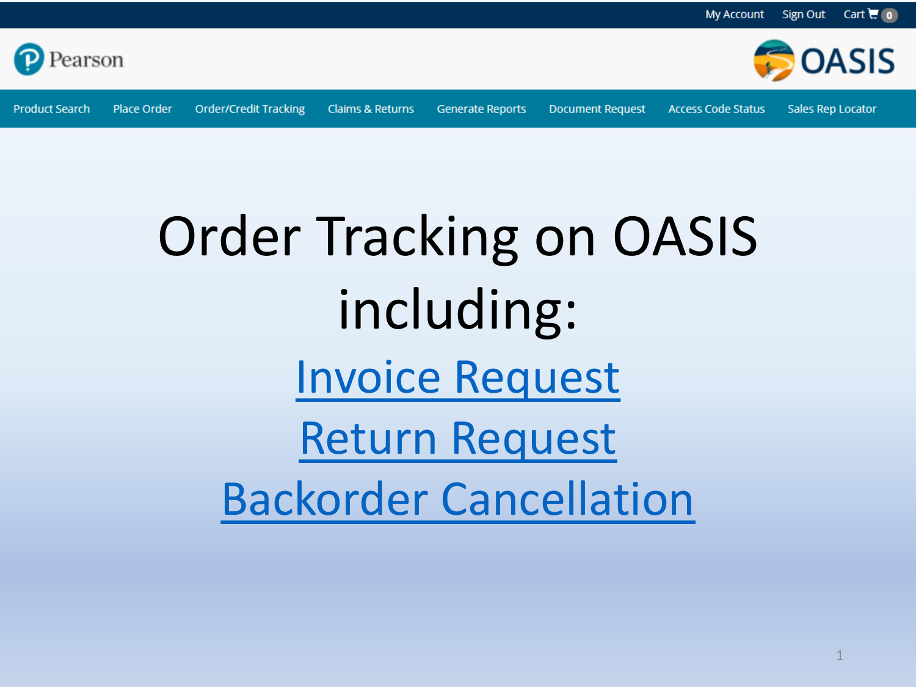My Account Sign Out Cart 0

Pearson

OASIS

Product Search | Place Order | Order/Credit Tracking | Claims & Returns | Generate Reports | Document Request | Access Code Status | Sales Rep Locator

# Order Tracking on OASIS including:

## Invoice Request
## Return Request
## Backorder Cancellation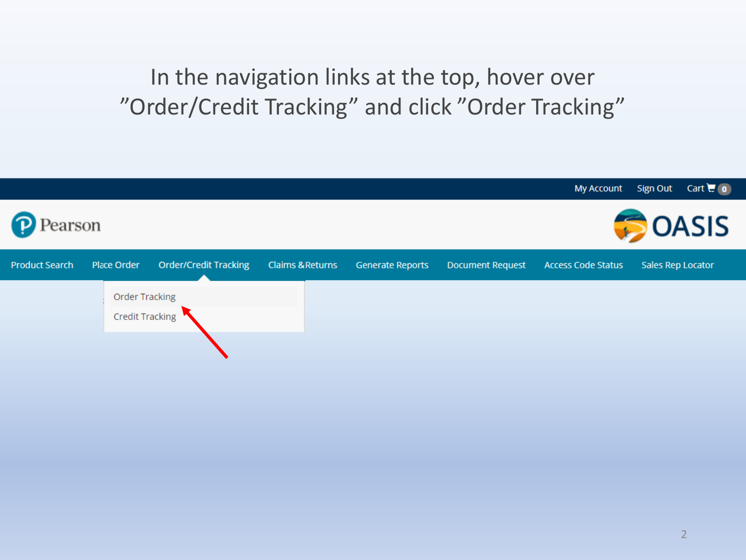In the navigation links at the top, hover over "Order/Credit Tracking" and click "Order Tracking"

My Account   Sign Out   Cart 0

Pearson   OASIS

Product Search   Place Order   Order/Credit Tracking   Claims & Returns   Generate Reports   Document Request   Access Code Status   Sales Rep Locator

- Order Tracking
- Credit Tracking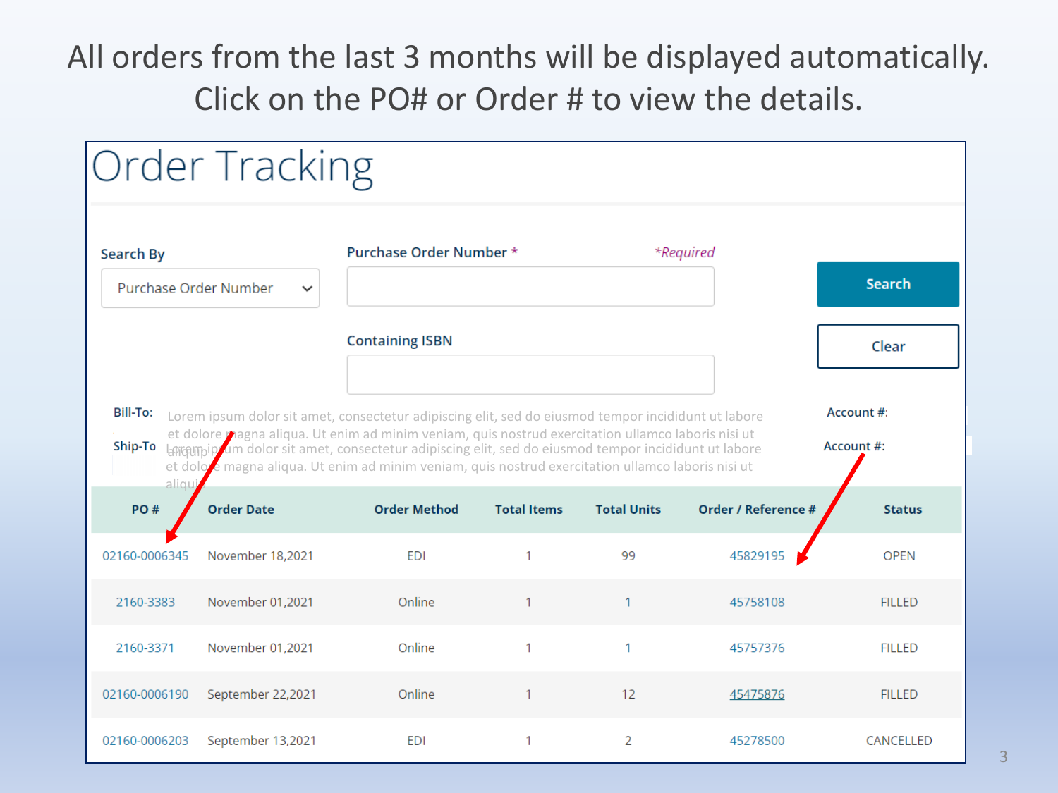All orders from the last 3 months will be displayed automatically. Click on the PO# or Order # to view the details.

# Order Tracking

**Search By**

Purchase Order Number

**Purchase Order Number** * *Required*

**Containing ISBN**

Search

Clear

**Bill-To:** Lorem ipsum dolor sit amet, consectetur adipiscing elit, sed do eiusmod tempor incididunt ut labore et dolore magna aliqua. Ut enim ad minim veniam, quis nostrud exercitation ullamco laboris nisi ut aliquip

**Account #:**

**Ship-To** Lorem ipsum dolor sit amet, consectetur adipiscing elit, sed do eiusmod tempor incididunt ut labore et dolore magna aliqua. Ut enim ad minim veniam, quis nostrud exercitation ullamco laboris nisi ut aliquip

**Account #:**

| PO # | Order Date | Order Method | Total Items | Total Units | Order / Reference # | Status |
|---|---|---|---|---|---|---|
| 02160-0006345 | November 18,2021 | EDI | 1 | 99 | 45829195 | OPEN |
| 2160-3383 | November 01,2021 | Online | 1 | 1 | 45758108 | FILLED |
| 2160-3371 | November 01,2021 | Online | 1 | 1 | 45757376 | FILLED |
| 02160-0006190 | September 22,2021 | Online | 1 | 12 | 45475876 | FILLED |
| 02160-0006203 | September 13,2021 | EDI | 1 | 2 | 45278500 | CANCELLED |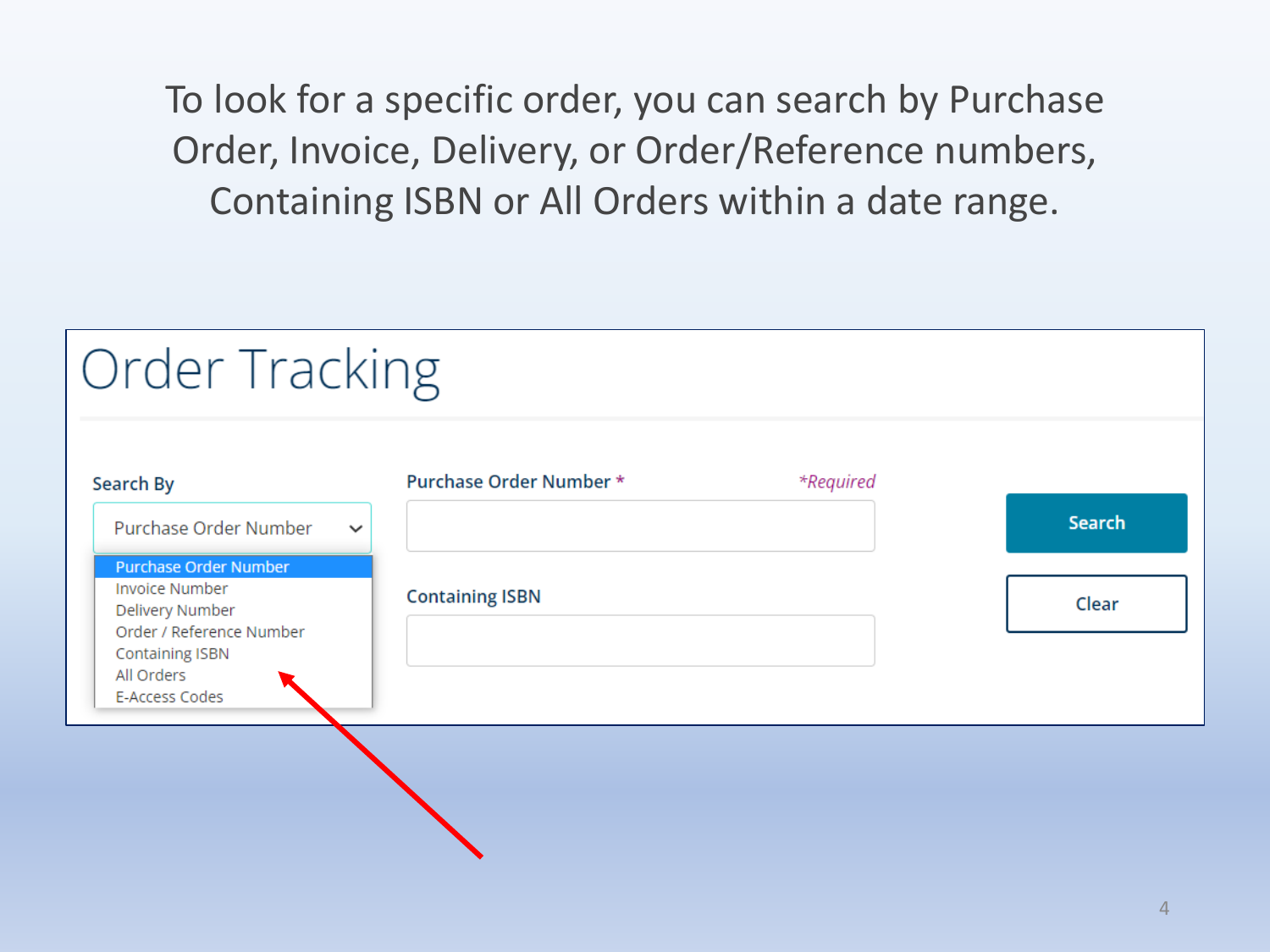To look for a specific order, you can search by Purchase Order, Invoice, Delivery, or Order/Reference numbers, Containing ISBN or All Orders within a date range.

# Order Tracking

**Search By**

Purchase Order Number

- Purchase Order Number
- Invoice Number
- Delivery Number
- Order / Reference Number
- Containing ISBN
- All Orders
- E-Access Codes

**Purchase Order Number** * *\*Required*

**Containing ISBN**

Search

Clear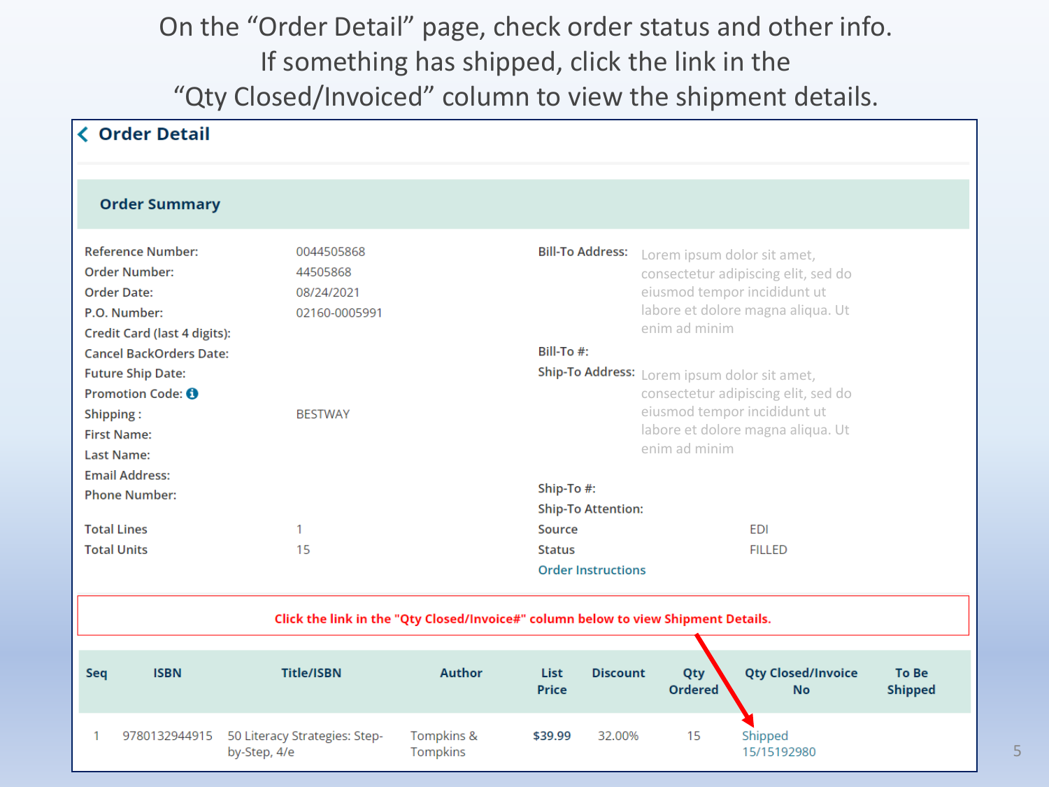On the "Order Detail" page, check order status and other info. If something has shipped, click the link in the "Qty Closed/Invoiced" column to view the shipment details.

## Order Detail

### Order Summary

| | |
|---|---|
| Reference Number: | 0044505868 |
| Order Number: | 44505868 |
| Order Date: | 08/24/2021 |
| P.O. Number: | 02160-0005991 |
| Credit Card (last 4 digits): | |
| Cancel BackOrders Date: | |
| Future Ship Date: | |
| Promotion Code: | |
| Shipping : | BESTWAY |
| First Name: | |
| Last Name: | |
| Email Address: | |
| Phone Number: | |
| Total Lines | 1 |
| Total Units | 15 |

| | |
|---|---|
| Bill-To Address: | Lorem ipsum dolor sit amet, consectetur adipiscing elit, sed do eiusmod tempor incididunt ut labore et dolore magna aliqua. Ut enim ad minim |
| Bill-To #: | |
| Ship-To Address: | Lorem ipsum dolor sit amet, consectetur adipiscing elit, sed do eiusmod tempor incididunt ut labore et dolore magna aliqua. Ut enim ad minim |
| Ship-To #: | |
| Ship-To Attention: | |
| Source | EDI |
| Status | FILLED |

Order Instructions

**Click the link in the "Qty Closed/Invoice#" column below to view Shipment Details.**

| Seq | ISBN | Title/ISBN | Author | List Price | Discount | Qty Ordered | Qty Closed/Invoice No | To Be Shipped |
|---|---|---|---|---|---|---|---|---|
| 1 | 9780132944915 | 50 Literacy Strategies: Step-by-Step, 4/e | Tompkins & Tompkins | $39.99 | 32.00% | 15 | Shipped 15/15192980 | |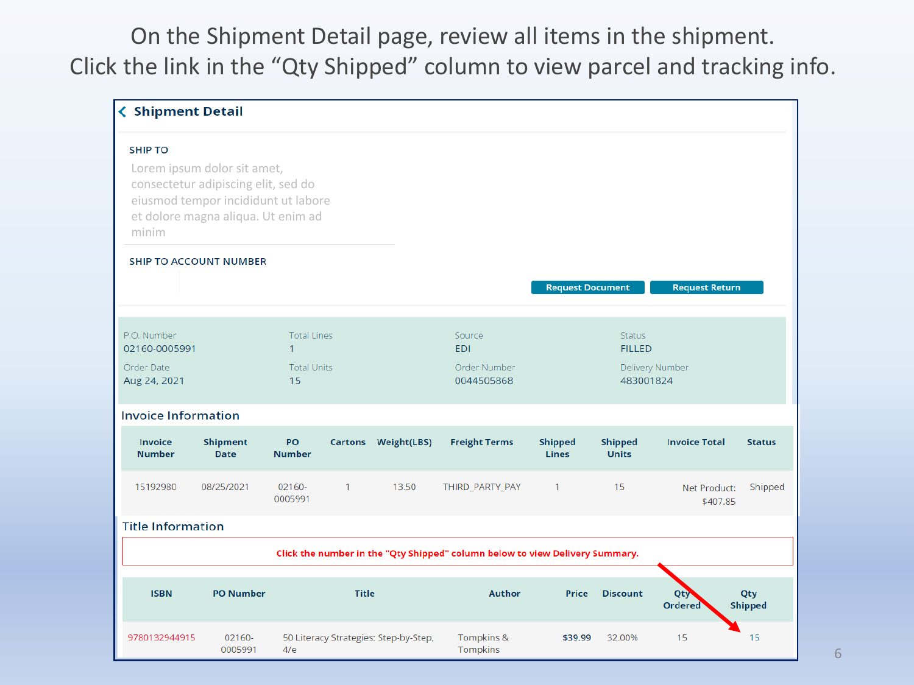On the Shipment Detail page, review all items in the shipment.
Click the link in the "Qty Shipped" column to view parcel and tracking info.

## Shipment Detail

**SHIP TO**

Lorem ipsum dolor sit amet, consectetur adipiscing elit, sed do eiusmod tempor incididunt ut labore et dolore magna aliqua. Ut enim ad minim

**SHIP TO ACCOUNT NUMBER**

Request Document | Request Return

| P.O. Number | Total Lines | Source | Status |
|---|---|---|---|
| 02160-0005991 | 1 | EDI | FILLED |
| **Order Date** | **Total Units** | **Order Number** | **Delivery Number** |
| Aug 24, 2021 | 15 | 0044505868 | 483001824 |

### Invoice Information

| Invoice Number | Shipment Date | PO Number | Cartons | Weight(LBS) | Freight Terms | Shipped Lines | Shipped Units | Invoice Total | Status |
|---|---|---|---|---|---|---|---|---|---|
| 15192980 | 08/25/2021 | 02160-0005991 | 1 | 13.50 | THIRD_PARTY_PAY | 1 | 15 | Net Product: $407.85 | Shipped |

### Title Information

Click the number in the "Qty Shipped" column below to view Delivery Summary.

| ISBN | PO Number | Title | Author | Price | Discount | Qty Ordered | Qty Shipped |
|---|---|---|---|---|---|---|---|
| 9780132944915 | 02160-0005991 | 50 Literacy Strategies: Step-by-Step, 4/e | Tompkins & Tompkins | $39.99 | 32.00% | 15 | 15 |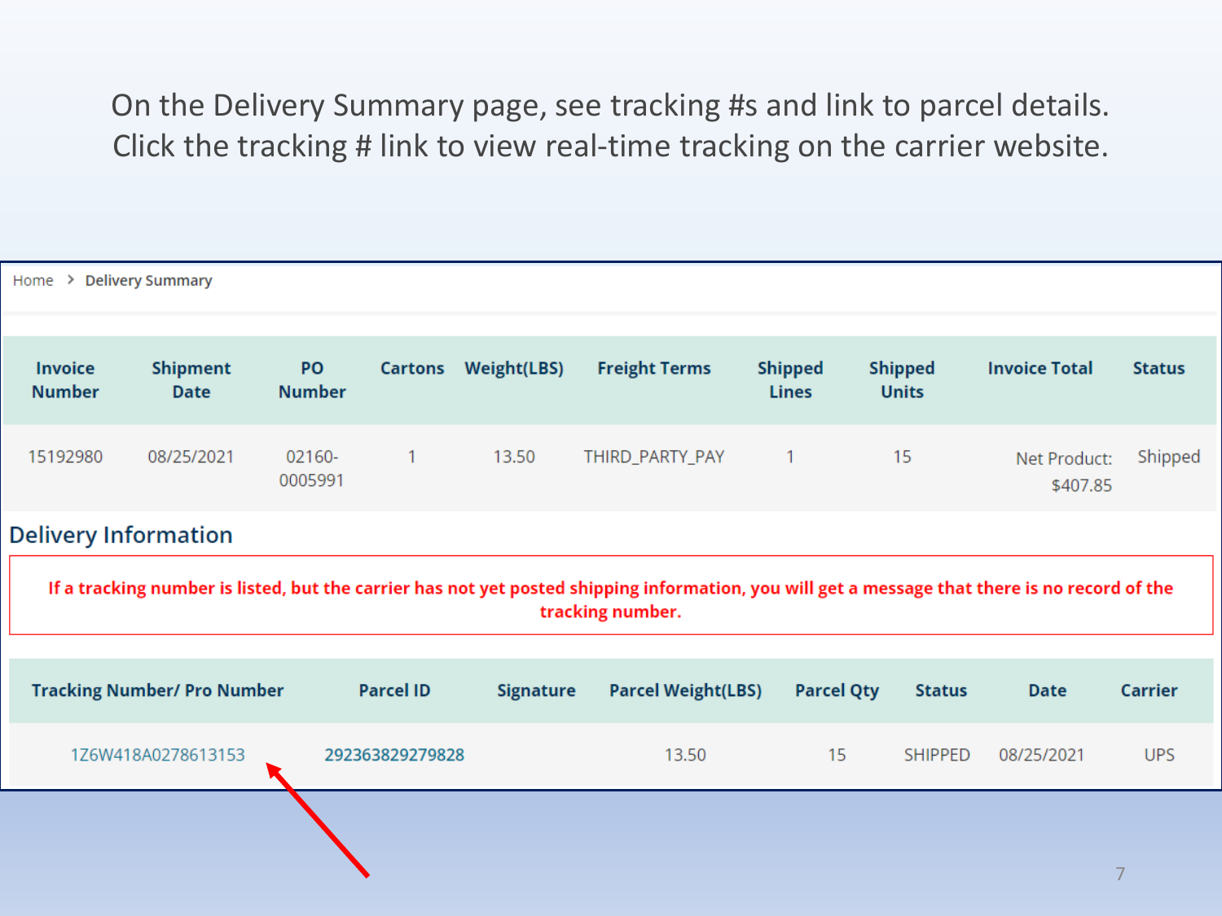On the Delivery Summary page, see tracking #s and link to parcel details. Click the tracking # link to view real-time tracking on the carrier website.

Home > Delivery Summary

| Invoice Number | Shipment Date | PO Number | Cartons | Weight(LBS) | Freight Terms | Shipped Lines | Shipped Units | Invoice Total | Status |
|---|---|---|---|---|---|---|---|---|---|
| 15192980 | 08/25/2021 | 02160-0005991 | 1 | 13.50 | THIRD_PARTY_PAY | 1 | 15 | Net Product: $407.85 | Shipped |

## Delivery Information

**If a tracking number is listed, but the carrier has not yet posted shipping information, you will get a message that there is no record of the tracking number.**

| Tracking Number/ Pro Number | Parcel ID | Signature | Parcel Weight(LBS) | Parcel Qty | Status | Date | Carrier |
|---|---|---|---|---|---|---|---|
| 1Z6W418A0278613153 | 292363829279828 | | 13.50 | 15 | SHIPPED | 08/25/2021 | UPS |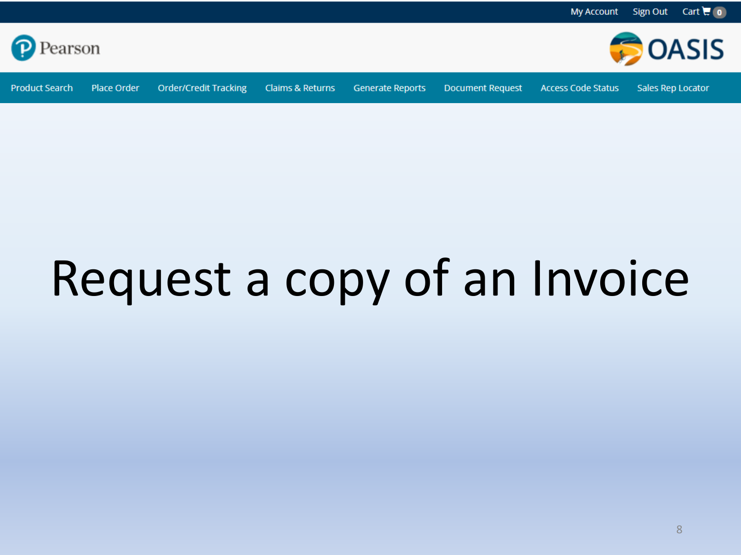My Account Sign Out Cart 0

Pearson

OASIS

Product Search | Place Order | Order/Credit Tracking | Claims & Returns | Generate Reports | Document Request | Access Code Status | Sales Rep Locator

# Request a copy of an Invoice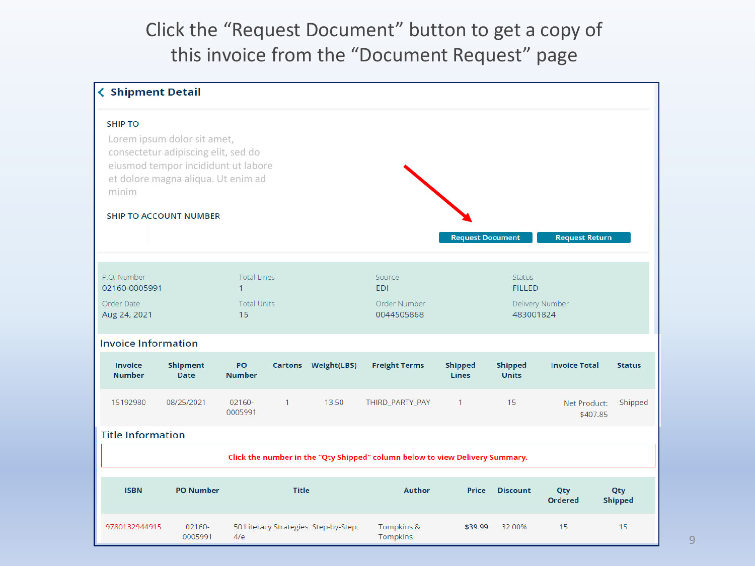# Click the "Request Document" button to get a copy of this invoice from the "Document Request" page

## Shipment Detail

**SHIP TO**

Lorem ipsum dolor sit amet, consectetur adipiscing elit, sed do eiusmod tempor incididunt ut labore et dolore magna aliqua. Ut enim ad minim

**SHIP TO ACCOUNT NUMBER**

Request Document | Request Return

| P.O. Number | Total Lines | Source | Status |
|---|---|---|---|
| 02160-0005991 | 1 | EDI | FILLED |
| **Order Date** | **Total Units** | **Order Number** | **Delivery Number** |
| Aug 24, 2021 | 15 | 0044505868 | 483001824 |

### Invoice Information

| Invoice Number | Shipment Date | PO Number | Cartons | Weight(LBS) | Freight Terms | Shipped Lines | Shipped Units | Invoice Total | Status |
|---|---|---|---|---|---|---|---|---|---|
| 15192980 | 08/25/2021 | 02160-0005991 | 1 | 13.50 | THIRD_PARTY_PAY | 1 | 15 | Net Product: $407.85 | Shipped |

### Title Information

Click the number in the "Qty Shipped" column below to view Delivery Summary.

| ISBN | PO Number | Title | Author | Price | Discount | Qty Ordered | Qty Shipped |
|---|---|---|---|---|---|---|---|
| 9780132944915 | 02160-0005991 | 50 Literacy Strategies: Step-by-Step, 4/e | Tompkins & Tompkins | $39.99 | 32.00% | 15 | 15 |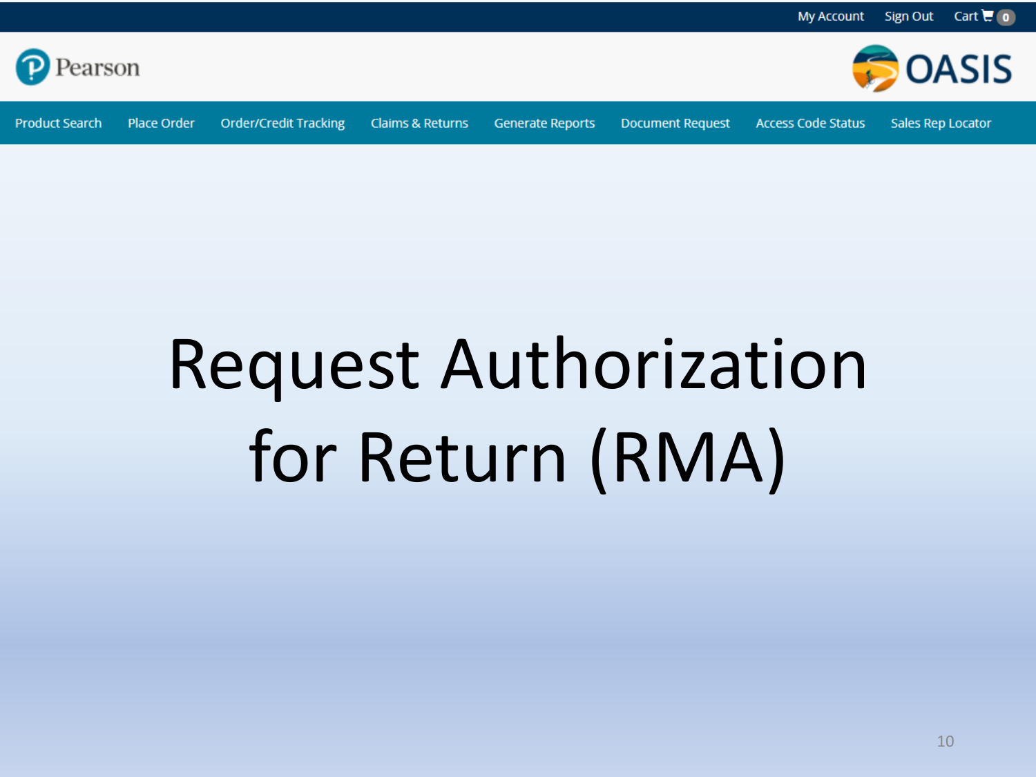My Account Sign Out Cart 0

Pearson

OASIS

Product Search | Place Order | Order/Credit Tracking | Claims & Returns | Generate Reports | Document Request | Access Code Status | Sales Rep Locator

# Request Authorization for Return (RMA)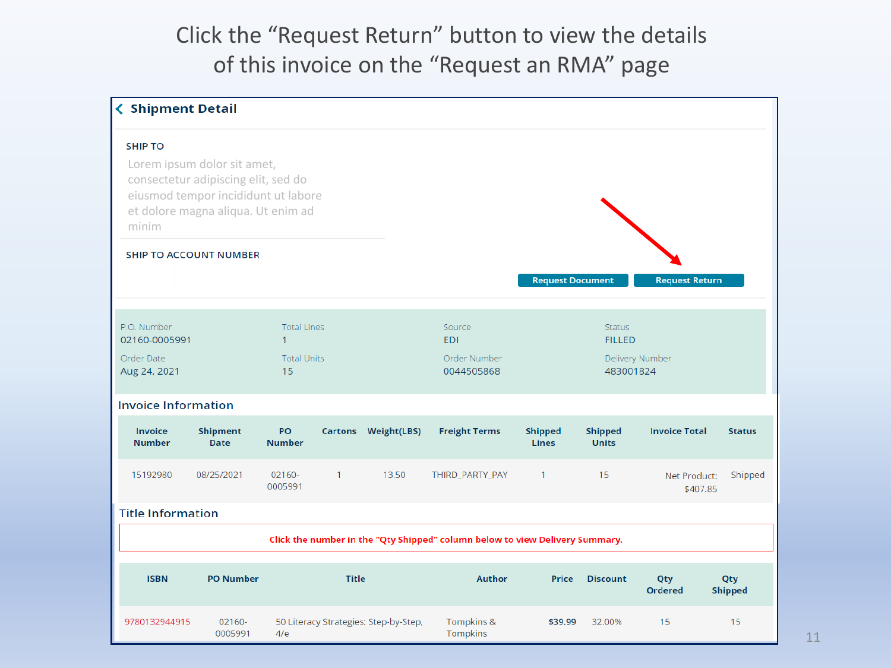# Click the "Request Return" button to view the details of this invoice on the "Request an RMA" page

## Shipment Detail

SHIP TO

Lorem ipsum dolor sit amet, consectetur adipiscing elit, sed do eiusmod tempor incididunt ut labore et dolore magna aliqua. Ut enim ad minim

SHIP TO ACCOUNT NUMBER

Request Document | Request Return

| P.O. Number | Total Lines | Source | Status |
|---|---|---|---|
| 02160-0005991 | 1 | EDI | FILLED |
| **Order Date** | **Total Units** | **Order Number** | **Delivery Number** |
| Aug 24, 2021 | 15 | 0044505868 | 483001824 |

### Invoice Information

| Invoice Number | Shipment Date | PO Number | Cartons | Weight(LBS) | Freight Terms | Shipped Lines | Shipped Units | Invoice Total | Status |
|---|---|---|---|---|---|---|---|---|---|
| 15192980 | 08/25/2021 | 02160-0005991 | 1 | 13.50 | THIRD_PARTY_PAY | 1 | 15 | Net Product: $407.85 | Shipped |

### Title Information

**Click the number in the "Qty Shipped" column below to view Delivery Summary.**

| ISBN | PO Number | Title | Author | Price | Discount | Qty Ordered | Qty Shipped |
|---|---|---|---|---|---|---|---|
| 9780132944915 | 02160-0005991 | 50 Literacy Strategies: Step-by-Step, 4/e | Tompkins & Tompkins | $39.99 | 32.00% | 15 | 15 |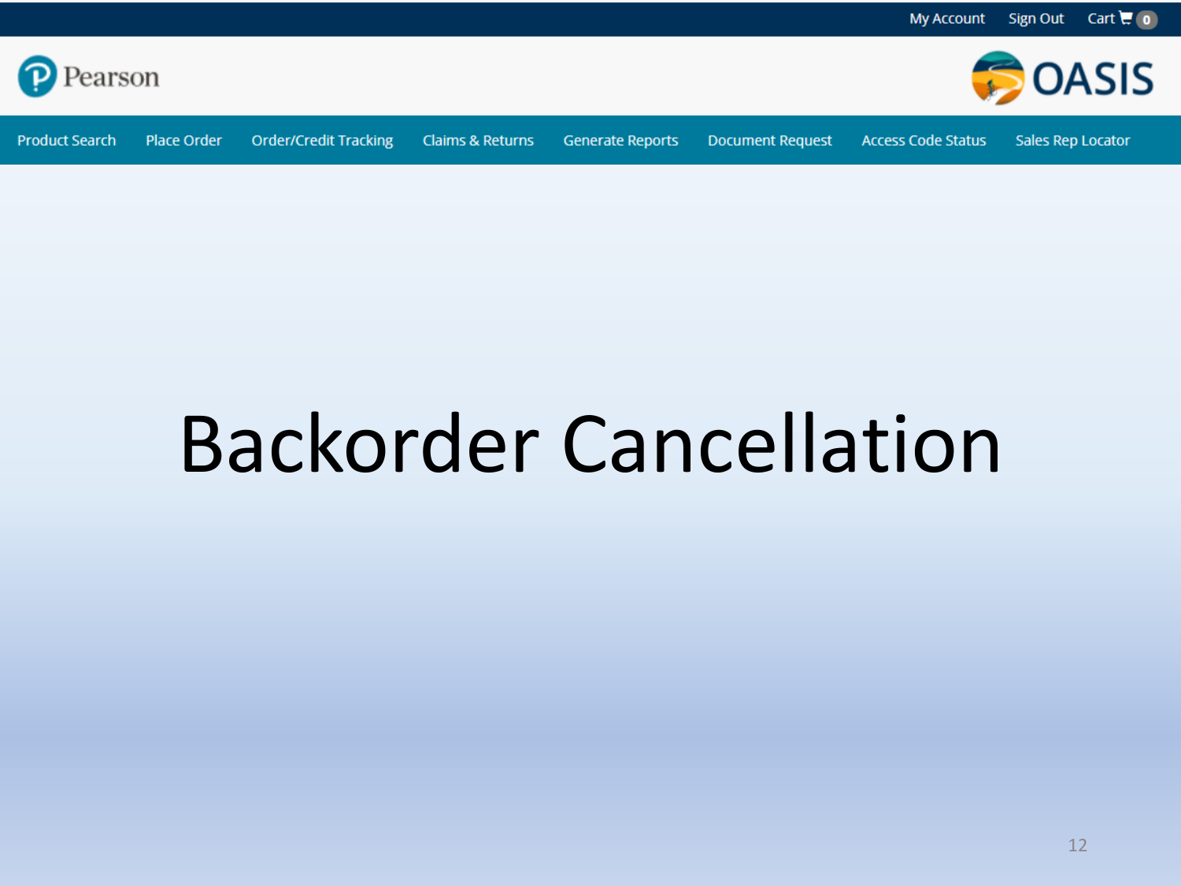My Account Sign Out Cart 0

Pearson

OASIS

Product Search | Place Order | Order/Credit Tracking | Claims & Returns | Generate Reports | Document Request | Access Code Status | Sales Rep Locator

# Backorder Cancellation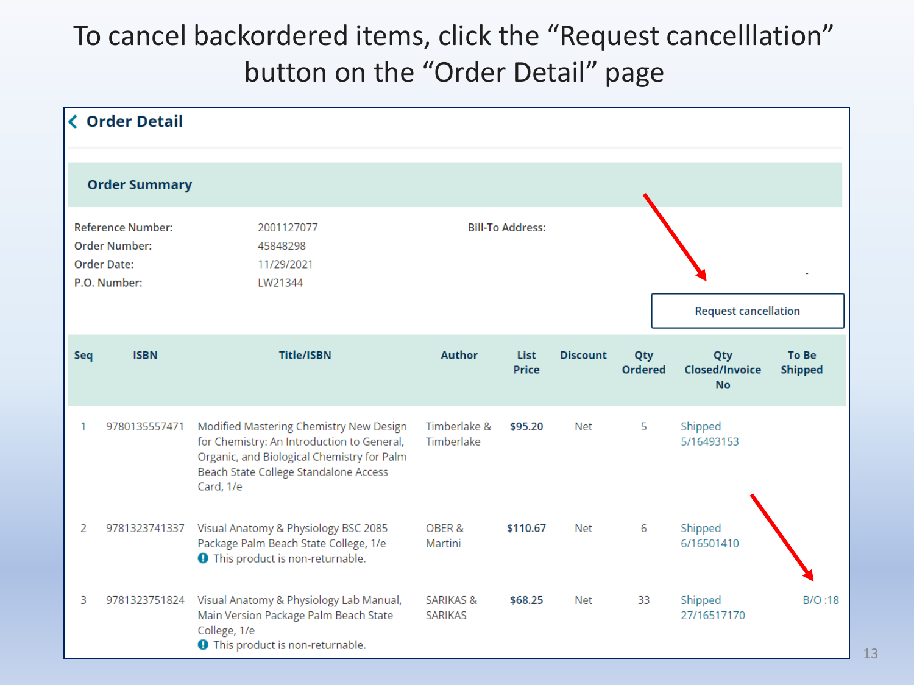# To cancel backordered items, click the "Request cancelllation" button on the "Order Detail" page

## Order Detail

### Order Summary

| | | |
|---|---|---|
| Reference Number: | 2001127077 | Bill-To Address: |
| Order Number: | 45848298 | |
| Order Date: | 11/29/2021 | |
| P.O. Number: | LW21344 | |

Request cancellation

| Seq | ISBN | Title/ISBN | Author | List Price | Discount | Qty Ordered | Qty Closed/Invoice No | To Be Shipped |
|---|---|---|---|---|---|---|---|---|
| 1 | 9780135557471 | Modified Mastering Chemistry New Design for Chemistry: An Introduction to General, Organic, and Biological Chemistry for Palm Beach State College Standalone Access Card, 1/e | Timberlake & Timberlake | $95.20 | Net | 5 | Shipped 5/16493153 | |
| 2 | 9781323741337 | Visual Anatomy & Physiology BSC 2085 Package Palm Beach State College, 1/e This product is non-returnable. | OBER & Martini | $110.67 | Net | 6 | Shipped 6/16501410 | |
| 3 | 9781323751824 | Visual Anatomy & Physiology Lab Manual, Main Version Package Palm Beach State College, 1/e This product is non-returnable. | SARIKAS & SARIKAS | $68.25 | Net | 33 | Shipped 27/16517170 | B/O :18 |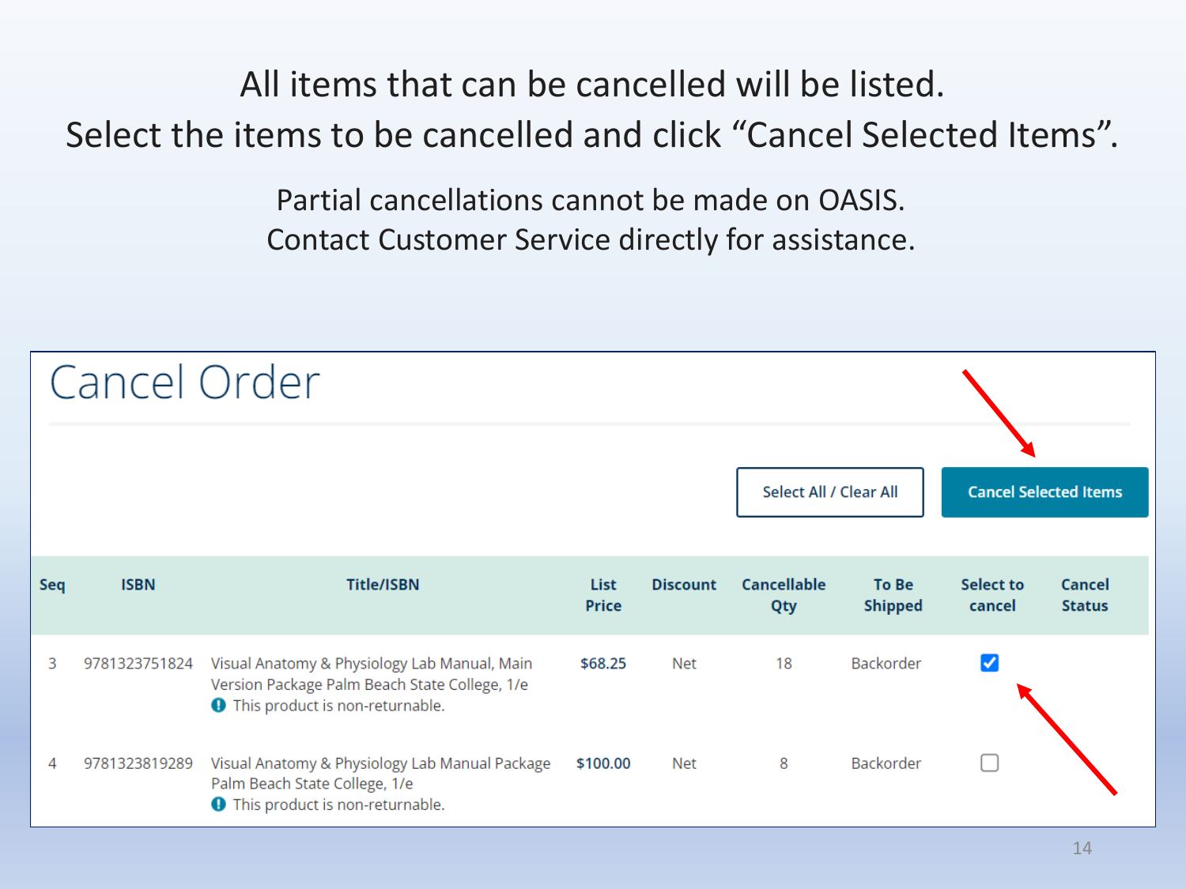All items that can be cancelled will be listed.
Select the items to be cancelled and click "Cancel Selected Items".

Partial cancellations cannot be made on OASIS.
Contact Customer Service directly for assistance.

# Cancel Order

Select All / Clear All

Cancel Selected Items

| Seq | ISBN | Title/ISBN | List Price | Discount | Cancellable Qty | To Be Shipped | Select to cancel | Cancel Status |
|---|---|---|---|---|---|---|---|---|
| 3 | 9781323751824 | Visual Anatomy & Physiology Lab Manual, Main Version Package Palm Beach State College, 1/e<br>This product is non-returnable. | $68.25 | Net | 18 | Backorder | ☑ | |
| 4 | 9781323819289 | Visual Anatomy & Physiology Lab Manual Package Palm Beach State College, 1/e<br>This product is non-returnable. | $100.00 | Net | 8 | Backorder | ☐ | |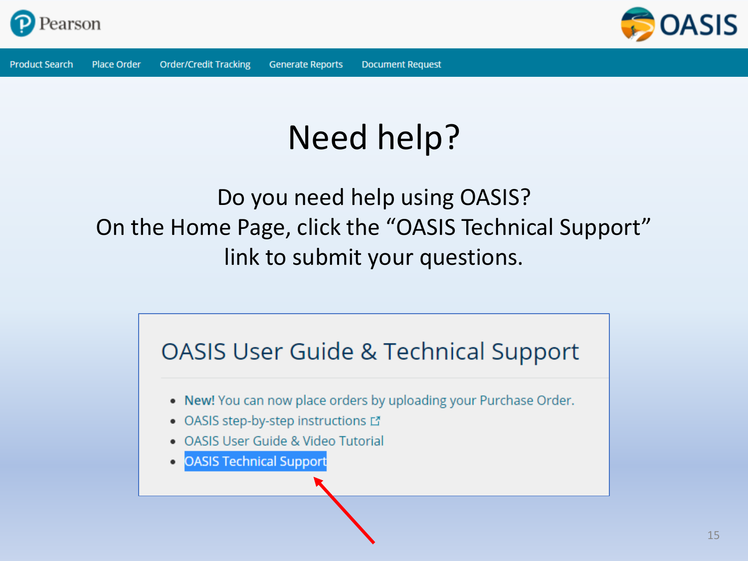Pearson

OASIS

Product Search | Place Order | Order/Credit Tracking | Generate Reports | Document Request

# Need help?

Do you need help using OASIS?
On the Home Page, click the "OASIS Technical Support" link to submit your questions.

## OASIS User Guide & Technical Support

- **New!** You can now place orders by uploading your Purchase Order.
- OASIS step-by-step instructions
- OASIS User Guide & Video Tutorial
- OASIS Technical Support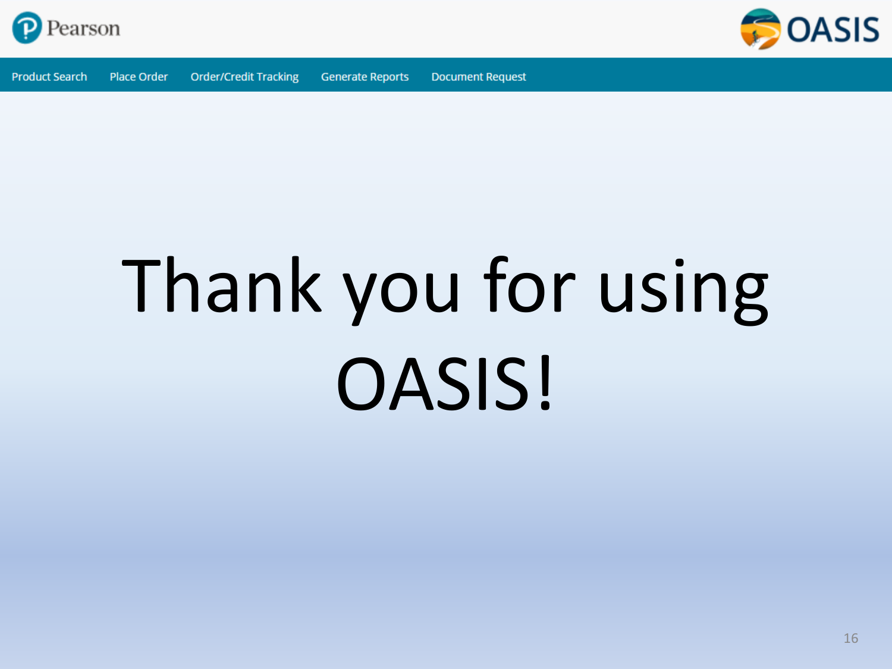Pearson

OASIS

Product Search | Place Order | Order/Credit Tracking | Generate Reports | Document Request

# Thank you for using OASIS!